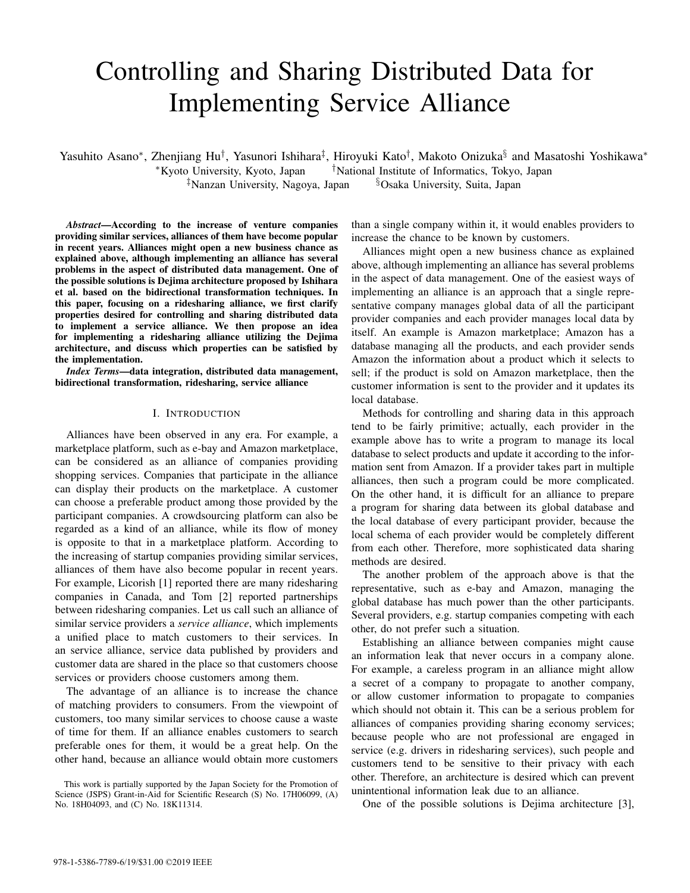# Controlling and Sharing Distributed Data for Implementing Service Alliance

Yasuhito Asano*, Zhenjiang Hu†, Yasunori Ishihara‡, Hiroyuki Kato†, Makoto Onizuka§ and Masatoshi Yoshikawa*

*Kyoto University, Kyoto, Japan †National Institute of Informatics, Tokyo, Japan

‡Nanzan University, Nagoya, Japan §Osaka University, Suita, Japan

***Abstract*—According to the increase of venture companies providing similar services, alliances of them have become popular in recent years. Alliances might open a new business chance as explained above, although implementing an alliance has several problems in the aspect of distributed data management. One of the possible solutions is Dejima architecture proposed by Ishihara et al. based on the bidirectional transformation techniques. In this paper, focusing on a ridesharing alliance, we first clarify properties desired for controlling and sharing distributed data to implement a service alliance. We then propose an idea for implementing a ridesharing alliance utilizing the Dejima architecture, and discuss which properties can be satisfied by the implementation.**

***Index Terms*—data integration, distributed data management, bidirectional transformation, ridesharing, service alliance**

## I. Introduction

Alliances have been observed in any era. For example, a marketplace platform, such as e-bay and Amazon marketplace, can be considered as an alliance of companies providing shopping services. Companies that participate in the alliance can display their products on the marketplace. A customer can choose a preferable product among those provided by the participant companies. A crowdsourcing platform can also be regarded as a kind of an alliance, while its flow of money is opposite to that in a marketplace platform. According to the increasing of startup companies providing similar services, alliances of them have also become popular in recent years. For example, Licorish [1] reported there are many ridesharing companies in Canada, and Tom [2] reported partnerships between ridesharing companies. Let us call such an alliance of similar service providers a *service alliance*, which implements a unified place to match customers to their services. In an service alliance, service data published by providers and customer data are shared in the place so that customers choose services or providers choose customers among them.

The advantage of an alliance is to increase the chance of matching providers to consumers. From the viewpoint of customers, too many similar services to choose cause a waste of time for them. If an alliance enables customers to search preferable ones for them, it would be a great help. On the other hand, because an alliance would obtain more customers than a single company within it, it would enables providers to increase the chance to be known by customers.

Alliances might open a new business chance as explained above, although implementing an alliance has several problems in the aspect of data management. One of the easiest ways of implementing an alliance is an approach that a single representative company manages global data of all the participant provider companies and each provider manages local data by itself. An example is Amazon marketplace; Amazon has a database managing all the products, and each provider sends Amazon the information about a product which it selects to sell; if the product is sold on Amazon marketplace, then the customer information is sent to the provider and it updates its local database.

Methods for controlling and sharing data in this approach tend to be fairly primitive; actually, each provider in the example above has to write a program to manage its local database to select products and update it according to the information sent from Amazon. If a provider takes part in multiple alliances, then such a program could be more complicated. On the other hand, it is difficult for an alliance to prepare a program for sharing data between its global database and the local database of every participant provider, because the local schema of each provider would be completely different from each other. Therefore, more sophisticated data sharing methods are desired.

The another problem of the approach above is that the representative, such as e-bay and Amazon, managing the global database has much power than the other participants. Several providers, e.g. startup companies competing with each other, do not prefer such a situation.

Establishing an alliance between companies might cause an information leak that never occurs in a company alone. For example, a careless program in an alliance might allow a secret of a company to propagate to another company, or allow customer information to propagate to companies which should not obtain it. This can be a serious problem for alliances of companies providing sharing economy services; because people who are not professional are engaged in service (e.g. drivers in ridesharing services), such people and customers tend to be sensitive to their privacy with each other. Therefore, an architecture is desired which can prevent unintentional information leak due to an alliance.

One of the possible solutions is Dejima architecture [3],

This work is partially supported by the Japan Society for the Promotion of Science (JSPS) Grant-in-Aid for Scientific Research (S) No. 17H06099, (A) No. 18H04093, and (C) No. 18K11314.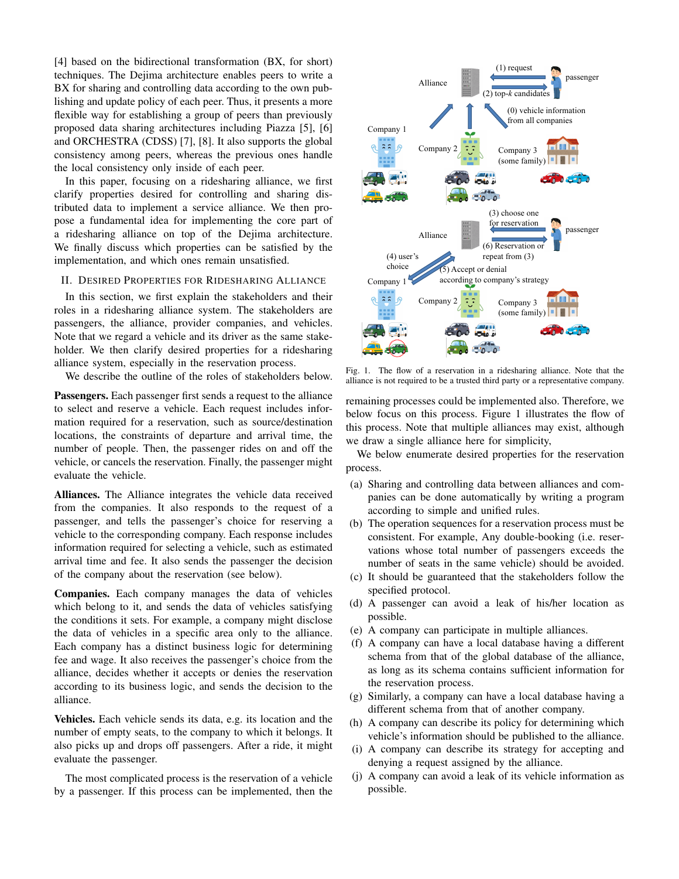[4] based on the bidirectional transformation (BX, for short) techniques. The Dejima architecture enables peers to write a BX for sharing and controlling data according to the own publishing and update policy of each peer. Thus, it presents a more flexible way for establishing a group of peers than previously proposed data sharing architectures including Piazza [5], [6] and ORCHESTRA (CDSS) [7], [8]. It also supports the global consistency among peers, whereas the previous ones handle the local consistency only inside of each peer.

In this paper, focusing on a ridesharing alliance, we first clarify properties desired for controlling and sharing distributed data to implement a service alliance. We then propose a fundamental idea for implementing the core part of a ridesharing alliance on top of the Dejima architecture. We finally discuss which properties can be satisfied by the implementation, and which ones remain unsatisfied.

## II. Desired Properties for Ridesharing Alliance

In this section, we first explain the stakeholders and their roles in a ridesharing alliance system. The stakeholders are passengers, the alliance, provider companies, and vehicles. Note that we regard a vehicle and its driver as the same stakeholder. We then clarify desired properties for a ridesharing alliance system, especially in the reservation process.

We describe the outline of the roles of stakeholders below.

**Passengers.** Each passenger first sends a request to the alliance to select and reserve a vehicle. Each request includes information required for a reservation, such as source/destination locations, the constraints of departure and arrival time, the number of people. Then, the passenger rides on and off the vehicle, or cancels the reservation. Finally, the passenger might evaluate the vehicle.

**Alliances.** The Alliance integrates the vehicle data received from the companies. It also responds to the request of a passenger, and tells the passenger's choice for reserving a vehicle to the corresponding company. Each response includes information required for selecting a vehicle, such as estimated arrival time and fee. It also sends the passenger the decision of the company about the reservation (see below).

**Companies.** Each company manages the data of vehicles which belong to it, and sends the data of vehicles satisfying the conditions it sets. For example, a company might disclose the data of vehicles in a specific area only to the alliance. Each company has a distinct business logic for determining fee and wage. It also receives the passenger's choice from the alliance, decides whether it accepts or denies the reservation according to its business logic, and sends the decision to the alliance.

**Vehicles.** Each vehicle sends its data, e.g. its location and the number of empty seats, to the company to which it belongs. It also picks up and drops off passengers. After a ride, it might evaluate the passenger.

The most complicated process is the reservation of a vehicle by a passenger. If this process can be implemented, then the remaining processes could be implemented also. Therefore, we below focus on this process. Figure 1 illustrates the flow of this process. Note that multiple alliances may exist, although we draw a single alliance here for simplicity,

Alliance
(1) request
(2) top-$k$ candidates
passenger
(0) vehicle information from all companies
Company 1
Company 2
Company 3 (some family)
Alliance
(3) choose one for reservation
(6) Reservation or repeat from (3)
passenger
(4) user's choice
(5) Accept or denial according to company's strategy
Company 1
Company 2
Company 3 (some family)

Fig. 1. The flow of a reservation in a ridesharing alliance. Note that the alliance is not required to be a trusted third party or a representative company.

We below enumerate desired properties for the reservation process.

(a) Sharing and controlling data between alliances and companies can be done automatically by writing a program according to simple and unified rules.
(b) The operation sequences for a reservation process must be consistent. For example, Any double-booking (i.e. reservations whose total number of passengers exceeds the number of seats in the same vehicle) should be avoided.
(c) It should be guaranteed that the stakeholders follow the specified protocol.
(d) A passenger can avoid a leak of his/her location as possible.
(e) A company can participate in multiple alliances.
(f) A company can have a local database having a different schema from that of the global database of the alliance, as long as its schema contains sufficient information for the reservation process.
(g) Similarly, a company can have a local database having a different schema from that of another company.
(h) A company can describe its policy for determining which vehicle's information should be published to the alliance.
(i) A company can describe its strategy for accepting and denying a request assigned by the alliance.
(j) A company can avoid a leak of its vehicle information as possible.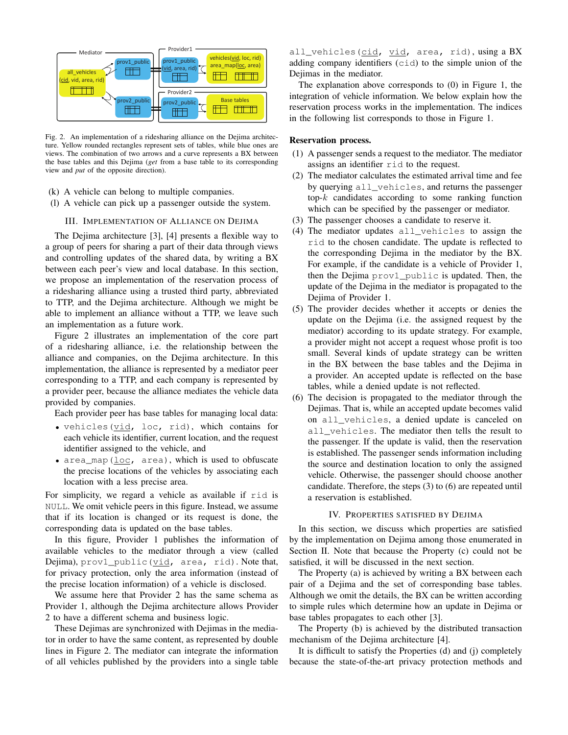Fig. 2. An implementation of a ridesharing alliance on the Dejima architecture. Yellow rounded rectangles represent sets of tables, while blue ones are views. The combination of two arrows and a curve represents a BX between the base tables and this Dejima (*get* from a base table to its corresponding view and *put* of the opposite direction).

(k) A vehicle can belong to multiple companies.
(l) A vehicle can pick up a passenger outside the system.

## III. Implementation of Alliance on Dejima

The Dejima architecture [3], [4] presents a flexible way to a group of peers for sharing a part of their data through views and controlling updates of the shared data, by writing a BX between each peer's view and local database. In this section, we propose an implementation of the reservation process of a ridesharing alliance using a trusted third party, abbreviated to TTP, and the Dejima architecture. Although we might be able to implement an alliance without a TTP, we leave such an implementation as a future work.

Figure 2 illustrates an implementation of the core part of a ridesharing alliance, i.e. the relationship between the alliance and companies, on the Dejima architecture. In this implementation, the alliance is represented by a mediator peer corresponding to a TTP, and each company is represented by a provider peer, because the alliance mediates the vehicle data provided by companies.

Each provider peer has base tables for managing local data:

- `vehicles(vid, loc, rid)`, which contains for each vehicle its identifier, current location, and the request identifier assigned to the vehicle, and
- `area_map(loc, area)`, which is used to obfuscate the precise locations of the vehicles by associating each location with a less precise area.

For simplicity, we regard a vehicle as available if `rid` is `NULL`. We omit vehicle peers in this figure. Instead, we assume that if its location is changed or its request is done, the corresponding data is updated on the base tables.

In this figure, Provider 1 publishes the information of available vehicles to the mediator through a view (called Dejima), `prov1_public(vid, area, rid)`. Note that, for privacy protection, only the area information (instead of the precise location information) of a vehicle is disclosed.

We assume here that Provider 2 has the same schema as Provider 1, although the Dejima architecture allows Provider 2 to have a different schema and business logic.

These Dejimas are synchronized with Dejimas in the mediator in order to have the same content, as represented by double lines in Figure 2. The mediator can integrate the information of all vehicles published by the providers into a single table `all_vehicles(cid, vid, area, rid)`, using a BX adding company identifiers (`cid`) to the simple union of the Dejimas in the mediator.

The explanation above corresponds to (0) in Figure 1, the integration of vehicle information. We below explain how the reservation process works in the implementation. The indices in the following list corresponds to those in Figure 1.

**Reservation process.**

(1) A passenger sends a request to the mediator. The mediator assigns an identifier `rid` to the request.
(2) The mediator calculates the estimated arrival time and fee by querying `all_vehicles`, and returns the passenger top-$k$ candidates according to some ranking function which can be specified by the passenger or mediator.
(3) The passenger chooses a candidate to reserve it.
(4) The mediator updates `all_vehicles` to assign the `rid` to the chosen candidate. The update is reflected to the corresponding Dejima in the mediator by the BX. For example, if the candidate is a vehicle of Provider 1, then the Dejima `prov1_public` is updated. Then, the update of the Dejima in the mediator is propagated to the Dejima of Provider 1.
(5) The provider decides whether it accepts or denies the update on the Dejima (i.e. the assigned request by the mediator) according to its update strategy. For example, a provider might not accept a request whose profit is too small. Several kinds of update strategy can be written in the BX between the base tables and the Dejima in a provider. An accepted update is reflected on the base tables, while a denied update is not reflected.
(6) The decision is propagated to the mediator through the Dejimas. That is, while an accepted update becomes valid on `all_vehicles`, a denied update is canceled on `all_vehicles`. The mediator then tells the result to the passenger. If the update is valid, then the reservation is established. The passenger sends information including the source and destination location to only the assigned vehicle. Otherwise, the passenger should choose another candidate. Therefore, the steps (3) to (6) are repeated until a reservation is established.

## IV. Properties Satisfied by Dejima

In this section, we discuss which properties are satisfied by the implementation on Dejima among those enumerated in Section II. Note that because the Property (c) could not be satisfied, it will be discussed in the next section.

The Property (a) is achieved by writing a BX between each pair of a Dejima and the set of corresponding base tables. Although we omit the details, the BX can be written according to simple rules which determine how an update in Dejima or base tables propagates to each other [3].

The Property (b) is achieved by the distributed transaction mechanism of the Dejima architecture [4].

It is difficult to satisfy the Properties (d) and (j) completely because the state-of-the-art privacy protection methods and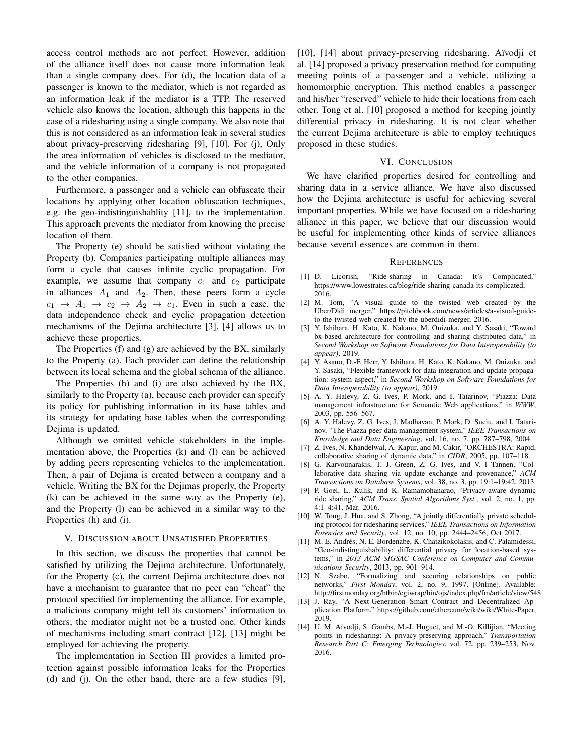access control methods are not perfect. However, addition of the alliance itself does not cause more information leak than a single company does. For (d), the location data of a passenger is known to the mediator, which is not regarded as an information leak if the mediator is a TTP. The reserved vehicle also knows the location, although this happens in the case of a ridesharing using a single company. We also note that this is not considered as an information leak in several studies about privacy-preserving ridesharing [9], [10]. For (j), Only the area information of vehicles is disclosed to the mediator, and the vehicle information of a company is not propagated to the other companies.

Furthermore, a passenger and a vehicle can obfuscate their locations by applying other location obfuscation techniques, e.g. the geo-indistinguishablity [11], to the implementation. This approach prevents the mediator from knowing the precise location of them.

The Property (e) should be satisfied without violating the Property (b). Companies participating multiple alliances may form a cycle that causes infinite cyclic propagation. For example, we assume that company $c_1$ and $c_2$ participate in alliances $A_1$ and $A_2$. Then, these peers form a cycle $c_1 \rightarrow A_1 \rightarrow c_2 \rightarrow A_2 \rightarrow c_1$. Even in such a case, the data independence check and cyclic propagation detection mechanisms of the Dejima architecture [3], [4] allows us to achieve these properties.

The Properties (f) and (g) are achieved by the BX, similarly to the Property (a). Each provider can define the relationship between its local schema and the global schema of the alliance.

The Properties (h) and (i) are also achieved by the BX, similarly to the Property (a), because each provider can specify its policy for publishing information in its base tables and its strategy for updating base tables when the corresponding Dejima is updated.

Although we omitted vehicle stakeholders in the implementation above, the Properties (k) and (l) can be achieved by adding peers representing vehicles to the implementation. Then, a pair of Dejima is created between a company and a vehicle. Writing the BX for the Dejimas properly, the Property (k) can be achieved in the same way as the Property (e), and the Property (l) can be achieved in a similar way to the Properties (h) and (i).

## V. Discussion about Unsatisfied Properties

In this section, we discuss the properties that cannot be satisfied by utilizing the Dejima architecture. Unfortunately, for the Property (c), the current Dejima architecture does not have a mechanism to guarantee that no peer can "cheat" the protocol specified for implementing the alliance. For example, a malicious company might tell its customers' information to others; the mediator might not be a trusted one. Other kinds of mechanisms including smart contract [12], [13] might be employed for achieving the property.

The implementation in Section III provides a limited protection against possible information leaks for the Properties (d) and (j). On the other hand, there are a few studies [9], [10], [14] about privacy-preserving ridesharing. Aïvodji et al. [14] proposed a privacy preservation method for computing meeting points of a passenger and a vehicle, utilizing a homomorphic encryption. This method enables a passenger and his/her "reserved" vehicle to hide their locations from each other. Tong et al. [10] proposed a method for keeping jointly differential privacy in ridesharing. It is not clear whether the current Dejima architecture is able to employ techniques proposed in these studies.

## VI. Conclusion

We have clarified properties desired for controlling and sharing data in a service alliance. We have also discussed how the Dejima architecture is useful for achieving several important properties. While we have focused on a ridesharing alliance in this paper, we believe that our discussion would be useful for implementing other kinds of service alliances because several essences are common in them.

## References

[1] D. Licorish, "Ride-sharing in Canada: It's Complicated," https://www.lowestrates.ca/blog/ride-sharing-canada-its-complicated, 2016.

[2] M. Tom, "A visual guide to the twisted web created by the Uber/Didi merger," https://pitchbook.com/news/articles/a-visual-guide-to-the-twisted-web-created-by-the-uberdidi-merger, 2016.

[3] Y. Ishihara, H. Kato, K. Nakano, M. Onizuka, and Y. Sasaki, "Toward bx-based architecture for controlling and sharing distributed data," in *Second Workshop on Software Foundations for Data Interoperability (to appear)*, 2019.

[4] Y. Asano, D.-F. Herr, Y. Ishihara, H. Kato, K. Nakano, M. Onizuka, and Y. Sasaki, "Flexible framework for data integration and update propagation: system aspect," in *Second Workshop on Software Foundations for Data Interoperability (to appear)*, 2019.

[5] A. Y. Halevy, Z. G. Ives, P. Mork, and I. Tatarinov, "Piazza: Data management infrastructure for Semantic Web applications," in *WWW*, 2003, pp. 556–567.

[6] A. Y. Halevy, Z. G. Ives, J. Madhavan, P. Mork, D. Suciu, and I. Tatarinov, "The Piazza peer data management system," *IEEE Transactions on Knowledge and Data Engineering*, vol. 16, no. 7, pp. 787–798, 2004.

[7] Z. Ives, N. Khandelwal, A. Kapur, and M. Cakir, "ORCHESTRA: Rapid, collaborative sharing of dynamic data," in *CIDR*, 2005, pp. 107–118.

[8] G. Karvounarakis, T. J. Green, Z. G. Ives, and V. l Tannen, "Collaborative data sharing via update exchange and provenance," *ACM Transactions on Database Systems*, vol. 38, no. 3, pp. 19:1–19:42, 2013.

[9] P. Goel, L. Kulik, and K. Ramamohanarao, "Privacy-aware dynamic ride sharing," *ACM Trans. Spatial Algorithms Syst.*, vol. 2, no. 1, pp. 4:1–4:41, Mar. 2016.

[10] W. Tong, J. Hua, and S. Zhong, "A jointly differentially private scheduling protocol for ridesharing services," *IEEE Transactions on Information Forensics and Security*, vol. 12, no. 10, pp. 2444–2456, Oct 2017.

[11] M. E. Andrés, N. E. Bordenabe, K. Chatzikokolakis, and C. Palamidessi, "Geo-indistinguishability: differential privacy for location-based systems," in *2013 ACM SIGSAC Conference on Computer and Communications Security*, 2013, pp. 901–914.

[12] N. Szabo, "Formalizing and securing relationships on public networks," *First Monday*, vol. 2, no. 9, 1997. [Online]. Available: http://firstmonday.org/htbin/cgiwrap/bin/ojs/index.php/fm/article/view/548

[13] J. Ray, "A Next-Generation Smart Contract and Decentralized Application Platform," https://github.com/ethereum/wiki/wiki/White-Paper, 2019.

[14] U. M. Aïvodji, S. Gambs, M.-J. Huguet, and M.-O. Killijian, "Meeting points in ridesharing: A privacy-preserving approach," *Transportation Research Part C: Emerging Technologies*, vol. 72, pp. 239–253, Nov. 2016.